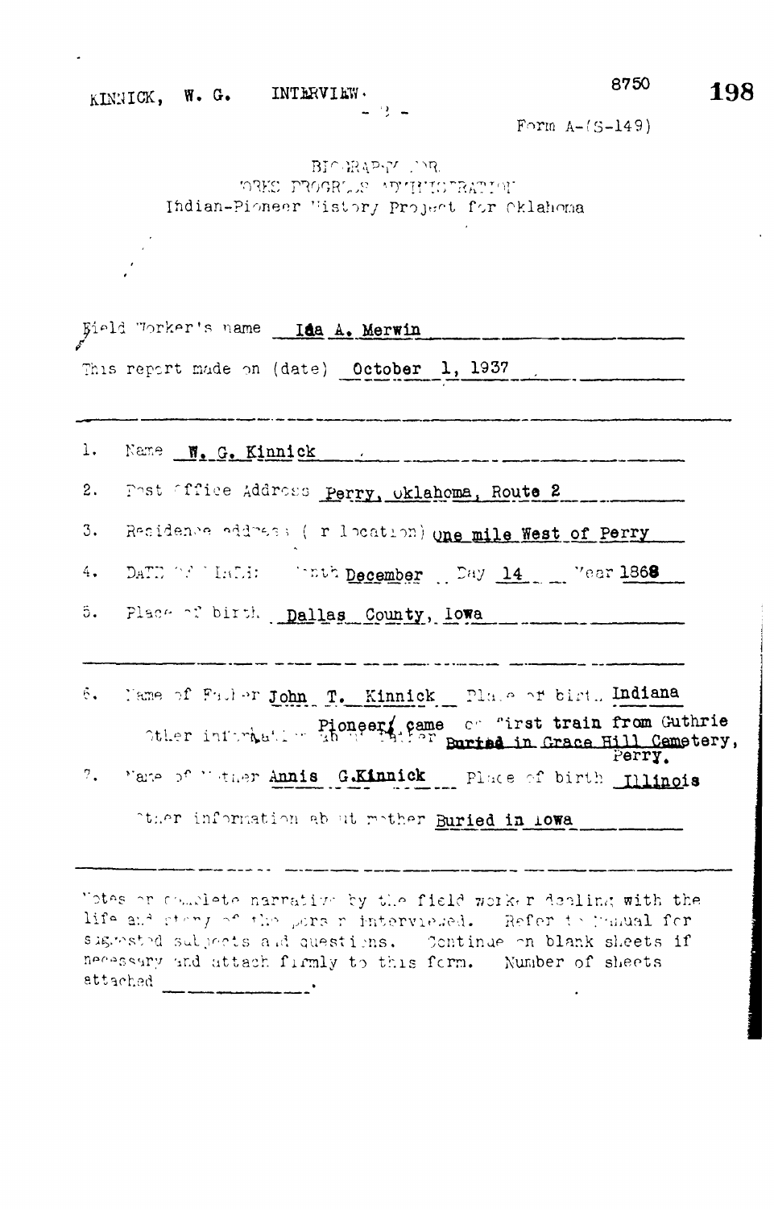KINNICK, W. G. INTERVIEW.

Form A-(S-149)

BIOGRAPHY FORM
WORKS PROGRESS ADMINISTRATION
Indian-Pioneer History Project for Oklahoma

Field Worker's name **Ida A. Merwin**

This report made on (date) **October 1, 1937**

---

1. Name **W. G. Kinnick**
2. Post Office Address **Perry, Oklahoma, Route 2**
3. Residence address (or location) **One mile West of Perry**
4. DATE OF BIRTH: Month **December** Day **14** Year **1868**
5. Place of birth **Dallas County, Iowa**

---

6. Name of Father **John T. Kinnick** Place of birth **Indiana**

   Other information about father **Pioneer, came on first train from Guthrie Buried in Grace Hill Cemetery, Perry.**

7. Name of Mother **Annis G. Kinnick** Place of birth **Illinois**

   Other information about mother **Buried in Iowa**

---

Notes or complete narrative by the field worker dealing with the life and story of the person interviewed. Refer to Manual for suggested subjects and questions. Continue on blank sheets if necessary and attach firmly to this form. Number of sheets attached ________.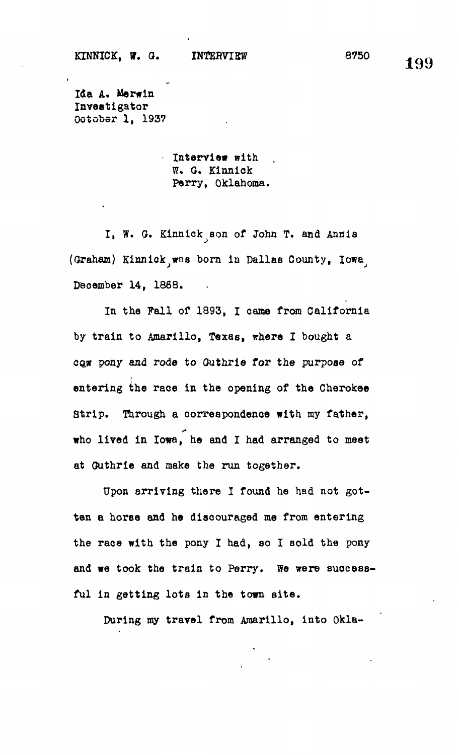Ida A. Merwin
Investigator
October 1, 1937

Interview with
W. G. Kinnick
Perry, Oklahoma.

I, W. G. Kinnick, son of John T. and Annis (Graham) Kinnick, was born in Dallas County, Iowa, December 14, 1868.

In the Fall of 1893, I came from California by train to Amarillo, Texas, where I bought a cow pony and rode to Guthrie for the purpose of entering the race in the opening of the Cherokee Strip. Through a correspondence with my father, who lived in Iowa, he and I had arranged to meet at Guthrie and make the run together.

Upon arriving there I found he had not gotten a horse and he discouraged me from entering the race with the pony I had, so I sold the pony and we took the train to Perry. We were successful in getting lots in the town site.

During my travel from Amarillo, into Okla-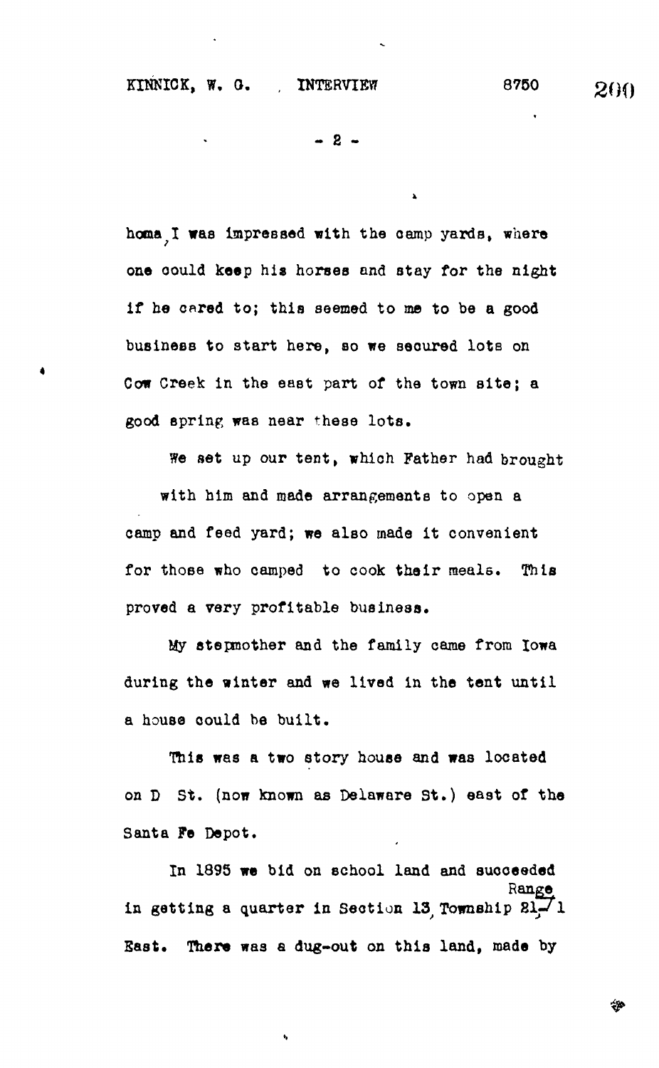homa, I was impressed with the camp yards, where one could keep his horses and stay for the night if he cared to; this seemed to me to be a good business to start here, so we secured lots on Cow Creek in the east part of the town site; a good spring was near these lots.

We set up our tent, which Father had brought with him and made arrangements to open a camp and feed yard; we also made it convenient for those who camped to cook their meals. This proved a very profitable business.

My stepmother and the family came from Iowa during the winter and we lived in the tent until a house could be built.

This was a two story house and was located on D St. (now known as Delaware St.) east of the Santa Fe Depot.

In 1895 we bid on school land and succeeded in getting a quarter in Section 13, Township 21, Range 1 East. There was a dug-out on this land, made by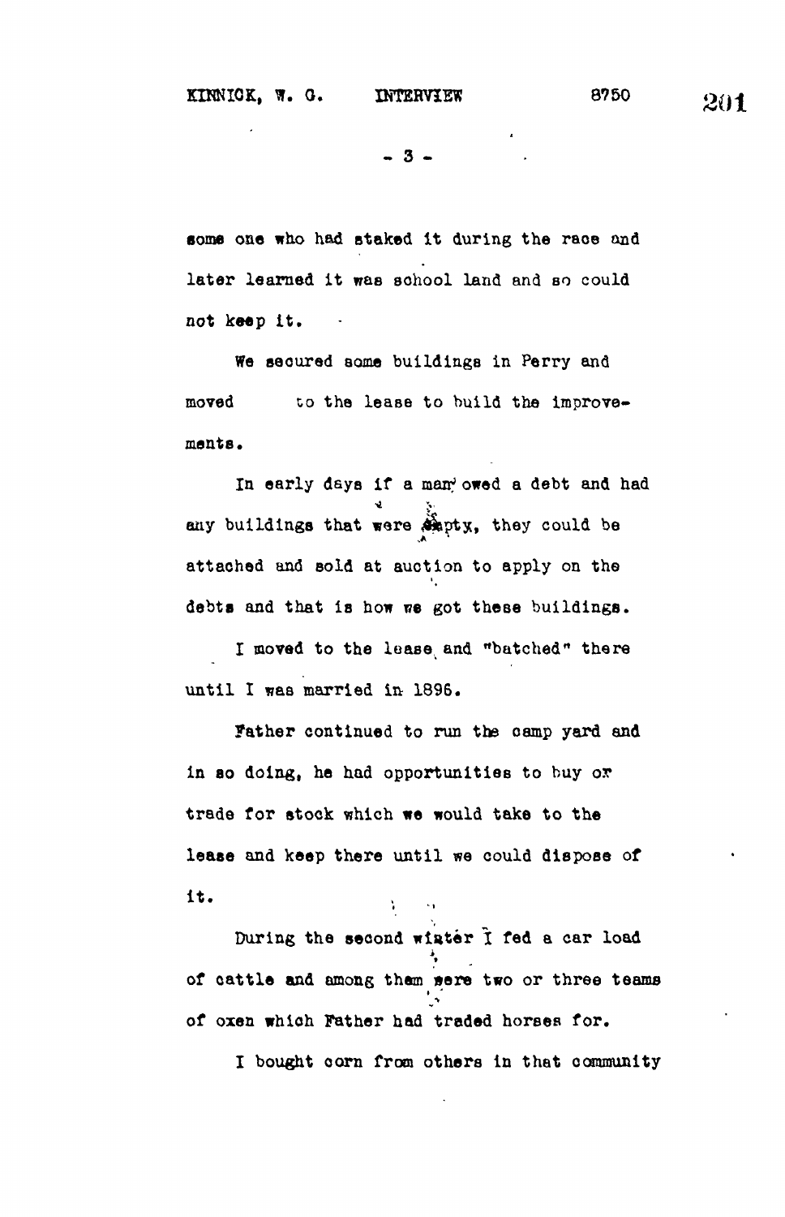some one who had staked it during the race and later learned it was school land and so could not keep it.

We secured some buildings in Perry and moved to the lease to build the improvements.

In early days if a man owed a debt and had any buildings that were empty, they could be attached and sold at auction to apply on the debts and that is how we got these buildings.

I moved to the lease and "batched" there until I was married in 1896.

Father continued to run the camp yard and in so doing, he had opportunities to buy or trade for stock which we would take to the lease and keep there until we could dispose of it.

During the second winter I fed a car load of cattle and among them were two or three teams of oxen which Father had traded horses for.

I bought corn from others in that community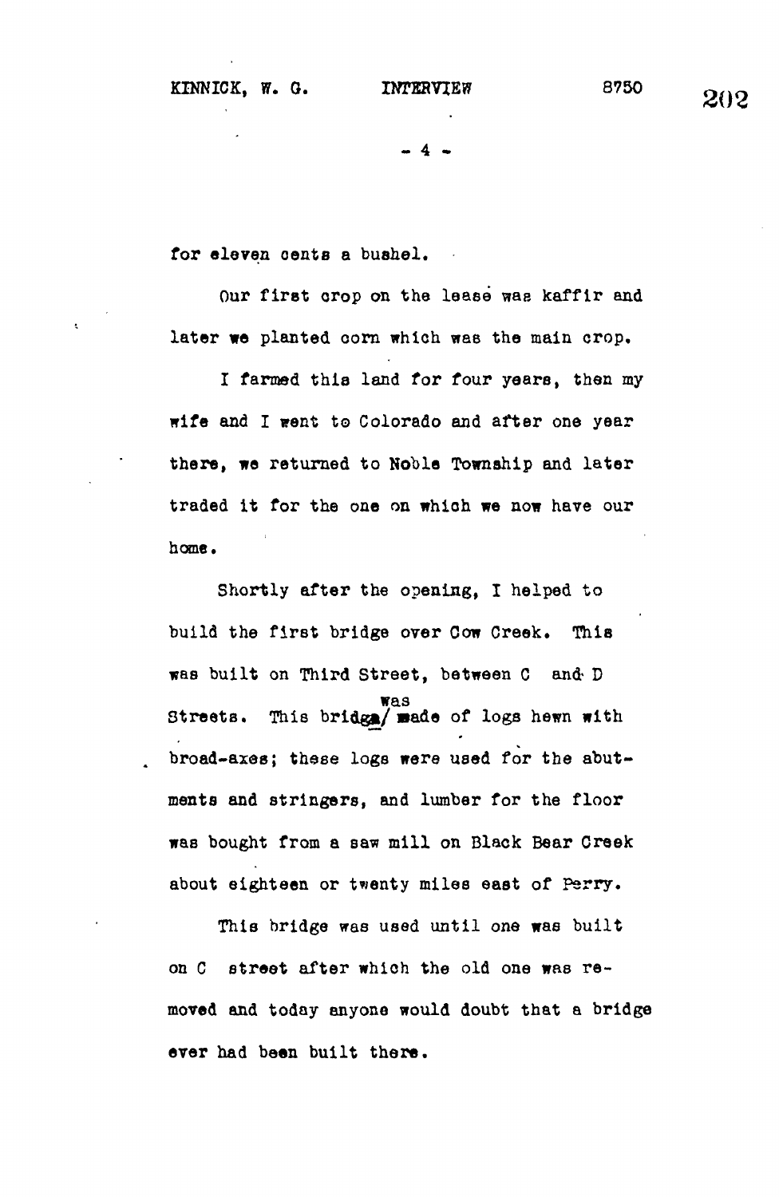for eleven cents a bushel.

Our first crop on the lease was kaffir and later we planted corn which was the main crop.

I farmed this land for four years, then my wife and I went to Colorado and after one year there, we returned to Noble Township and later traded it for the one on which we now have our home.

Shortly after the opening, I helped to build the first bridge over Cow Creek. This was built on Third Street, between C and D Streets. This bridge was made of logs hewn with broad-axes; these logs were used for the abutments and stringers, and lumber for the floor was bought from a saw mill on Black Bear Creek about eighteen or twenty miles east of Perry.

This bridge was used until one was built on C street after which the old one was removed and today anyone would doubt that a bridge ever had been built there.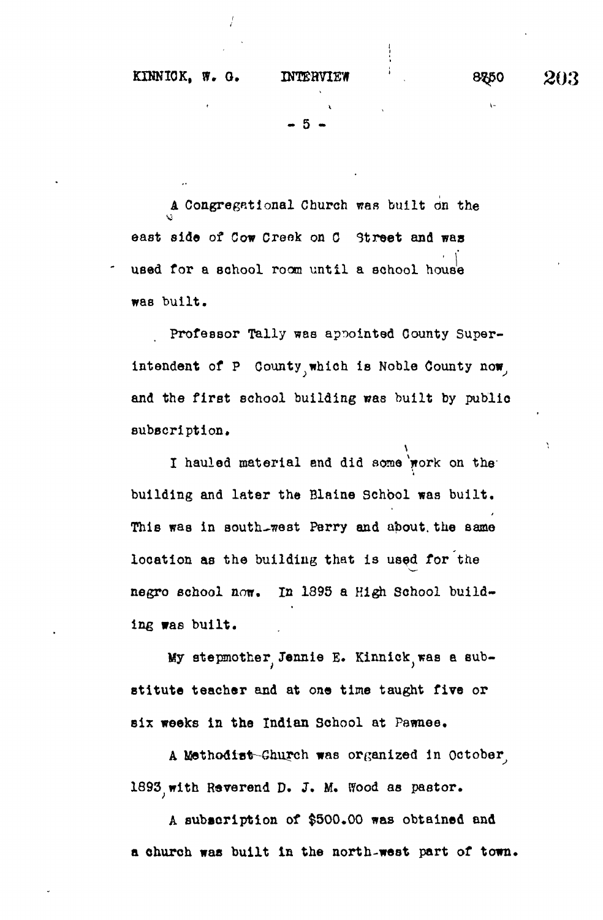A Congregational Church was built on the east side of Cow Creek on C Street and was used for a school room until a school house was built.

Professor Tally was appointed County Superintendent of P County, which is Noble County now, and the first school building was built by public subscription.

I hauled material and did some work on the building and later the Blaine School was built. This was in south-west Perry and about the same location as the building that is used for the negro school now. In 1895 a High School building was built.

My stepmother, Jennie E. Kinnick, was a substitute teacher and at one time taught five or six weeks in the Indian School at Pawnee.

A Methodist Church was organized in October, 1893, with Reverend D. J. M. Wood as pastor.

A subscription of $500.00 was obtained and a church was built in the north-west part of town.